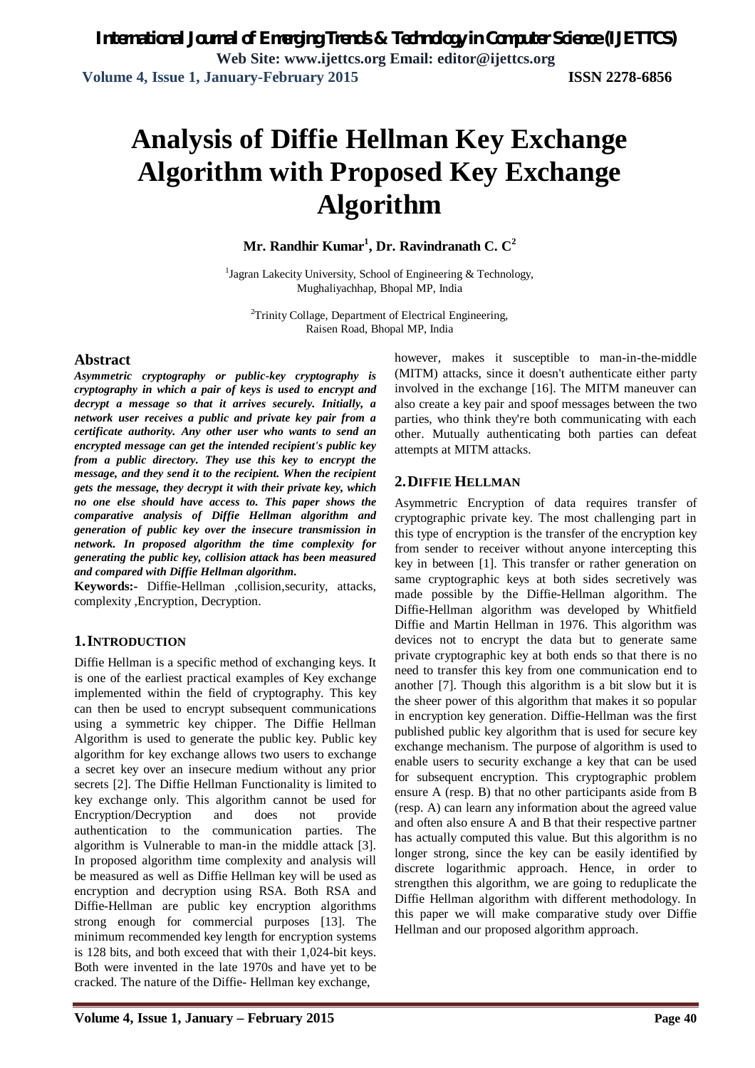# Analysis of Diffie Hellman Key Exchange Algorithm with Proposed Key Exchange Algorithm

**Mr. Randhir Kumar[1], Dr. Ravindranath C. C[2]**

[1]Jagran Lakecity University, School of Engineering & Technology, Mughaliyachhap, Bhopal MP, India

[2]Trinity Collage, Department of Electrical Engineering, Raisen Road, Bhopal MP, India

## Abstract

***Asymmetric cryptography or public-key cryptography is cryptography in which a pair of keys is used to encrypt and decrypt a message so that it arrives securely. Initially, a network user receives a public and private key pair from a certificate authority. Any other user who wants to send an encrypted message can get the intended recipient's public key from a public directory. They use this key to encrypt the message, and they send it to the recipient. When the recipient gets the message, they decrypt it with their private key, which no one else should have access to. This paper shows the comparative analysis of Diffie Hellman algorithm and generation of public key over the insecure transmission in network. In proposed algorithm the time complexity for generating the public key, collision attack has been measured and compared with Diffie Hellman algorithm.***

**Keywords:-** Diffie-Hellman ,collision,security, attacks, complexity ,Encryption, Decryption.

## 1. INTRODUCTION

Diffie Hellman is a specific method of exchanging keys. It is one of the earliest practical examples of Key exchange implemented within the field of cryptography. This key can then be used to encrypt subsequent communications using a symmetric key chipper. The Diffie Hellman Algorithm is used to generate the public key. Public key algorithm for key exchange allows two users to exchange a secret key over an insecure medium without any prior secrets [2]. The Diffie Hellman Functionality is limited to key exchange only. This algorithm cannot be used for Encryption/Decryption and does not provide authentication to the communication parties. The algorithm is Vulnerable to man-in the middle attack [3]. In proposed algorithm time complexity and analysis will be measured as well as Diffie Hellman key will be used as encryption and decryption using RSA. Both RSA and Diffie-Hellman are public key encryption algorithms strong enough for commercial purposes [13]. The minimum recommended key length for encryption systems is 128 bits, and both exceed that with their 1,024-bit keys. Both were invented in the late 1970s and have yet to be cracked. The nature of the Diffie- Hellman key exchange, however, makes it susceptible to man-in-the-middle (MITM) attacks, since it doesn't authenticate either party involved in the exchange [16]. The MITM maneuver can also create a key pair and spoof messages between the two parties, who think they're both communicating with each other. Mutually authenticating both parties can defeat attempts at MITM attacks.

## 2. DIFFIE HELLMAN

Asymmetric Encryption of data requires transfer of cryptographic private key. The most challenging part in this type of encryption is the transfer of the encryption key from sender to receiver without anyone intercepting this key in between [1]. This transfer or rather generation on same cryptographic keys at both sides secretively was made possible by the Diffie-Hellman algorithm. The Diffie-Hellman algorithm was developed by Whitfield Diffie and Martin Hellman in 1976. This algorithm was devices not to encrypt the data but to generate same private cryptographic key at both ends so that there is no need to transfer this key from one communication end to another [7]. Though this algorithm is a bit slow but it is the sheer power of this algorithm that makes it so popular in encryption key generation. Diffie-Hellman was the first published public key algorithm that is used for secure key exchange mechanism. The purpose of algorithm is used to enable users to security exchange a key that can be used for subsequent encryption. This cryptographic problem ensure A (resp. B) that no other participants aside from B (resp. A) can learn any information about the agreed value and often also ensure A and B that their respective partner has actually computed this value. But this algorithm is no longer strong, since the key can be easily identified by discrete logarithmic approach. Hence, in order to strengthen this algorithm, we are going to reduplicate the Diffie Hellman algorithm with different methodology. In this paper we will make comparative study over Diffie Hellman and our proposed algorithm approach.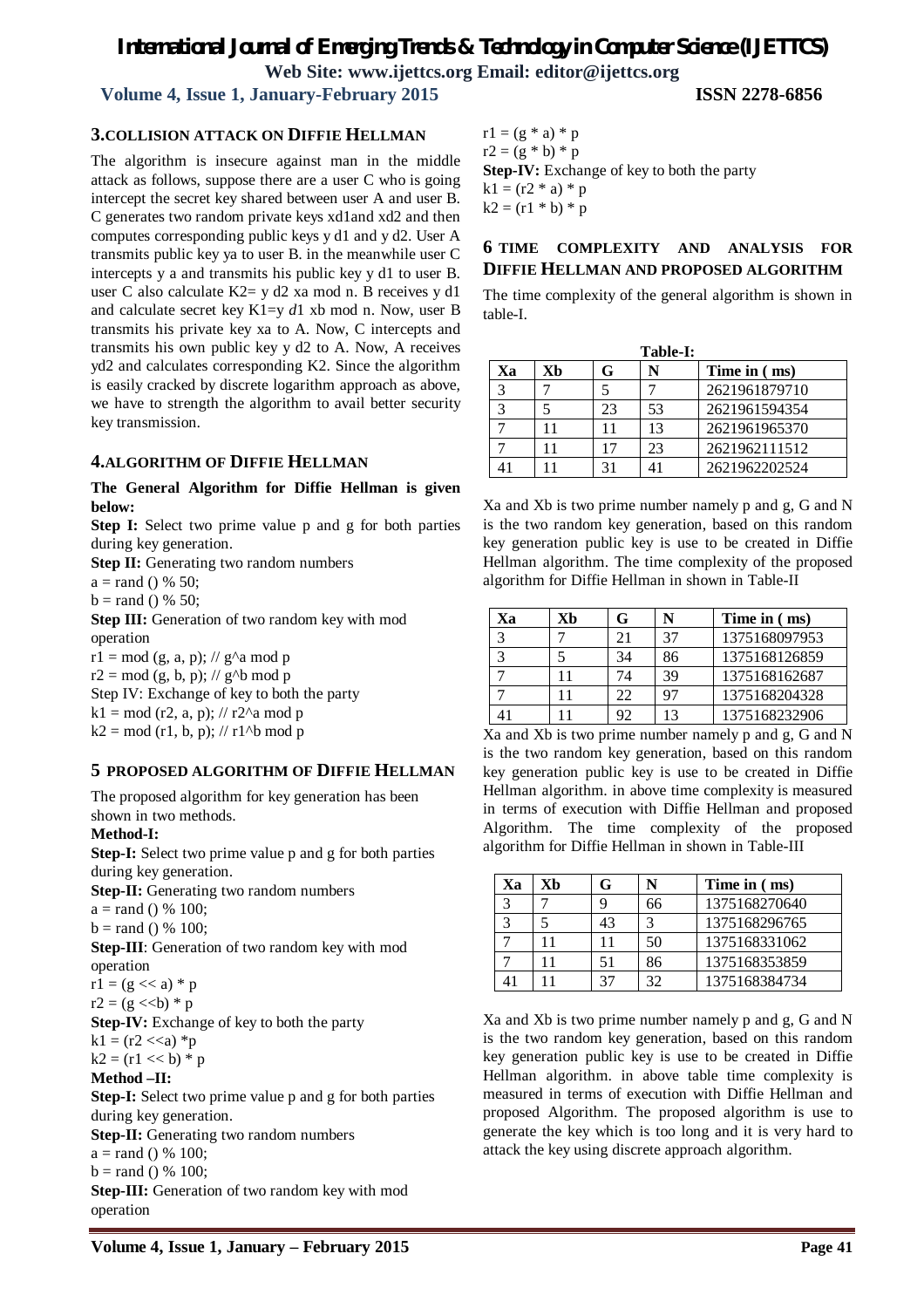## 3.COLLISION ATTACK ON DIFFIE HELLMAN

The algorithm is insecure against man in the middle attack as follows, suppose there are a user C who is going intercept the secret key shared between user A and user B. C generates two random private keys xd1and xd2 and then computes corresponding public keys y d1 and y d2. User A transmits public key ya to user B. in the meanwhile user C intercepts y a and transmits his public key y d1 to user B. user C also calculate K2= y d2 xa mod n. B receives y d1 and calculate secret key K1=y *d*1 xb mod n. Now, user B transmits his private key xa to A. Now, C intercepts and transmits his own public key y d2 to A. Now, A receives yd2 and calculates corresponding K2. Since the algorithm is easily cracked by discrete logarithm approach as above, we have to strength the algorithm to avail better security key transmission.

## 4.ALGORITHM OF DIFFIE HELLMAN

**The General Algorithm for Diffie Hellman is given below:**

**Step I:** Select two prime value p and g for both parties during key generation.

**Step II:** Generating two random numbers

a = rand () % 50;

b = rand () % 50;

**Step III:** Generation of two random key with mod operation

r1 = mod (g, a, p); // g^a mod p

r2 = mod (g, b, p); // g^b mod p

Step IV: Exchange of key to both the party

k1 = mod (r2, a, p); // r2^a mod p

k2 = mod (r1, b, p); // r1^b mod p

## 5 PROPOSED ALGORITHM OF DIFFIE HELLMAN

The proposed algorithm for key generation has been shown in two methods.

**Method-I:**

**Step-I:** Select two prime value p and g for both parties during key generation.

**Step-II:** Generating two random numbers

a = rand () % 100;

b = rand () % 100;

**Step-III**: Generation of two random key with mod operation

r1 = (g << a) * p

r2 = (g <<b) * p

**Step-IV:** Exchange of key to both the party

k1 = (r2 <<a) *p

k2 = (r1 << b) * p

**Method –II:**

**Step-I:** Select two prime value p and g for both parties during key generation.

**Step-II:** Generating two random numbers

a = rand () % 100;

b = rand () % 100;

**Step-III:** Generation of two random key with mod operation

r1 = (g * a) * p

r2 = (g * b) * p

**Step-IV:** Exchange of key to both the party

k1 = (r2 * a) * p

k2 = (r1 * b) * p

## 6 TIME COMPLEXITY AND ANALYSIS FOR DIFFIE HELLMAN AND PROPOSED ALGORITHM

The time complexity of the general algorithm is shown in table-I.

**Table-I:**

| Xa | Xb | G | N | Time in ( ms) |
|---|---|---|---|---|
| 3 | 7 | 5 | 7 | 2621961879710 |
| 3 | 5 | 23 | 53 | 2621961594354 |
| 7 | 11 | 11 | 13 | 2621961965370 |
| 7 | 11 | 17 | 23 | 2621962111512 |
| 41 | 11 | 31 | 41 | 2621962202524 |

Xa and Xb is two prime number namely p and g, G and N is the two random key generation, based on this random key generation public key is use to be created in Diffie Hellman algorithm. The time complexity of the proposed algorithm for Diffie Hellman in shown in Table-II

| Xa | Xb | G | N | Time in ( ms) |
|---|---|---|---|---|
| 3 | 7 | 21 | 37 | 1375168097953 |
| 3 | 5 | 34 | 86 | 1375168126859 |
| 7 | 11 | 74 | 39 | 1375168162687 |
| 7 | 11 | 22 | 97 | 1375168204328 |
| 41 | 11 | 92 | 13 | 1375168232906 |

Xa and Xb is two prime number namely p and g, G and N is the two random key generation, based on this random key generation public key is use to be created in Diffie Hellman algorithm. in above time complexity is measured in terms of execution with Diffie Hellman and proposed Algorithm. The time complexity of the proposed algorithm for Diffie Hellman in shown in Table-III

| Xa | Xb | G | N | Time in ( ms) |
|---|---|---|---|---|
| 3 | 7 | 9 | 66 | 1375168270640 |
| 3 | 5 | 43 | 3 | 1375168296765 |
| 7 | 11 | 11 | 50 | 1375168331062 |
| 7 | 11 | 51 | 86 | 1375168353859 |
| 41 | 11 | 37 | 32 | 1375168384734 |

Xa and Xb is two prime number namely p and g, G and N is the two random key generation, based on this random key generation public key is use to be created in Diffie Hellman algorithm. in above table time complexity is measured in terms of execution with Diffie Hellman and proposed Algorithm. The proposed algorithm is use to generate the key which is too long and it is very hard to attack the key using discrete approach algorithm.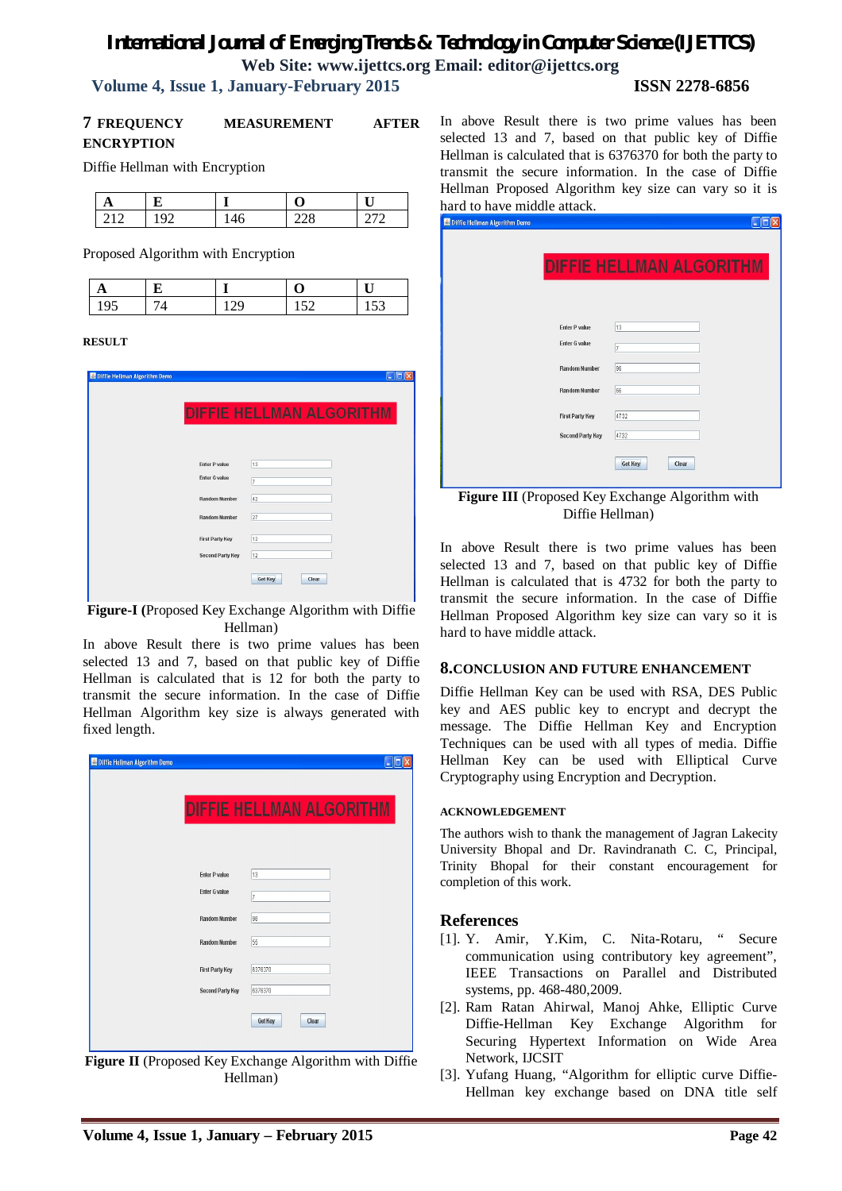## 7 FREQUENCY MEASUREMENT AFTER ENCRYPTION

Diffie Hellman with Encryption

| A | E | I | O | U |
|---|---|---|---|---|
| 212 | 192 | 146 | 228 | 272 |

Proposed Algorithm with Encryption

| A | E | I | O | U |
|---|---|---|---|---|
| 195 | 74 | 129 | 152 | 153 |

**RESULT**

**Figure-I (**Proposed Key Exchange Algorithm with Diffie Hellman)

In above Result there is two prime values has been selected 13 and 7, based on that public key of Diffie Hellman is calculated that is 12 for both the party to transmit the secure information. In the case of Diffie Hellman Algorithm key size is always generated with fixed length.

**Figure II** (Proposed Key Exchange Algorithm with Diffie Hellman)

In above Result there is two prime values has been selected 13 and 7, based on that public key of Diffie Hellman is calculated that is 6376370 for both the party to transmit the secure information. In the case of Diffie Hellman Proposed Algorithm key size can vary so it is hard to have middle attack.

**Figure III** (Proposed Key Exchange Algorithm with Diffie Hellman)

In above Result there is two prime values has been selected 13 and 7, based on that public key of Diffie Hellman is calculated that is 4732 for both the party to transmit the secure information. In the case of Diffie Hellman Proposed Algorithm key size can vary so it is hard to have middle attack.

## 8.CONCLUSION AND FUTURE ENHANCEMENT

Diffie Hellman Key can be used with RSA, DES Public key and AES public key to encrypt and decrypt the message. The Diffie Hellman Key and Encryption Techniques can be used with all types of media. Diffie Hellman Key can be used with Elliptical Curve Cryptography using Encryption and Decryption.

**ACKNOWLEDGEMENT**

The authors wish to thank the management of Jagran Lakecity University Bhopal and Dr. Ravindranath C. C, Principal, Trinity Bhopal for their constant encouragement for completion of this work.

## References

[1]. Y. Amir, Y.Kim, C. Nita-Rotaru, " Secure communication using contributory key agreement", IEEE Transactions on Parallel and Distributed systems, pp. 468-480,2009.

[2]. Ram Ratan Ahirwal, Manoj Ahke, Elliptic Curve Diffie-Hellman Key Exchange Algorithm for Securing Hypertext Information on Wide Area Network, IJCSIT

[3]. Yufang Huang, "Algorithm for elliptic curve Diffie-Hellman key exchange based on DNA title self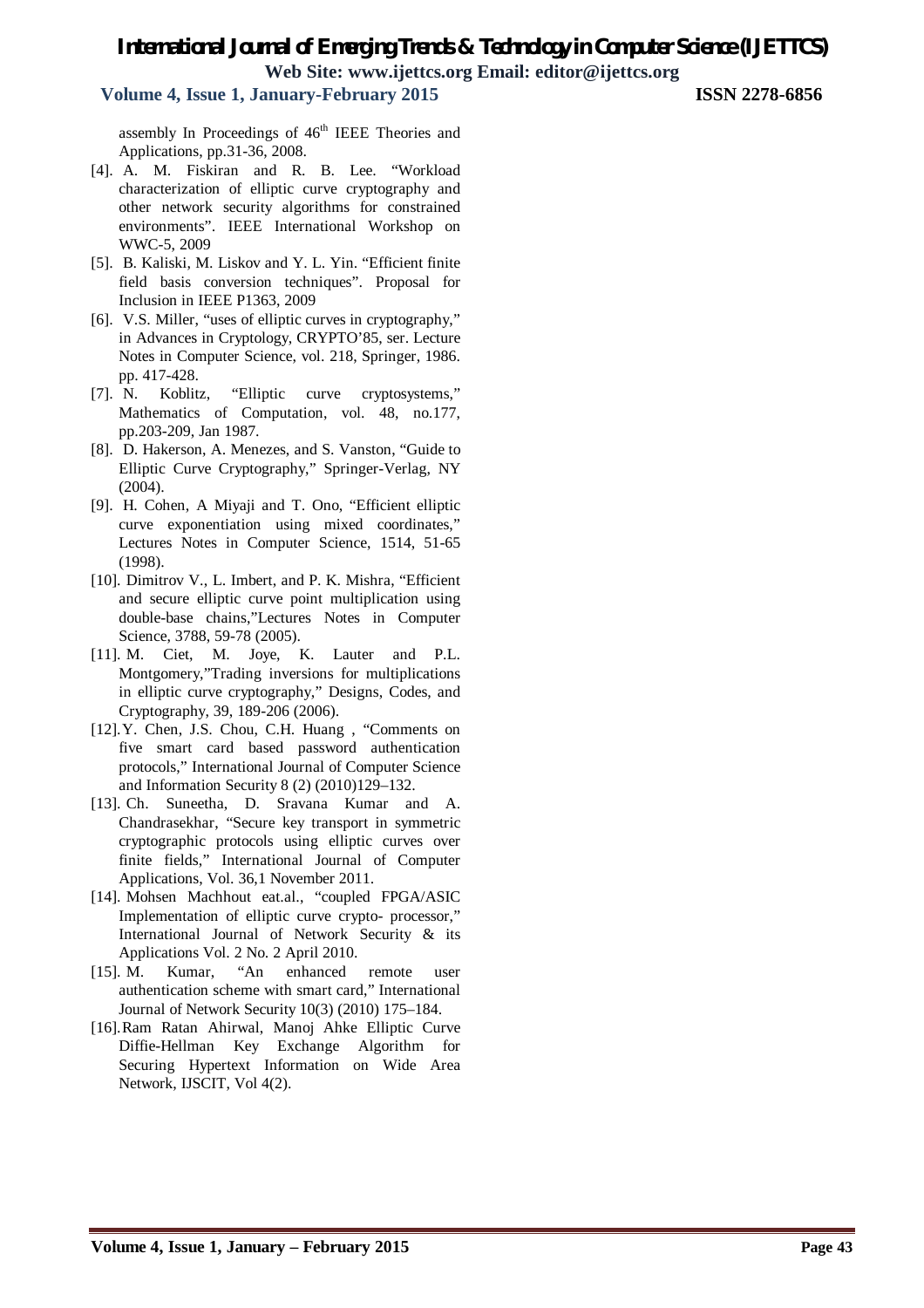assembly In Proceedings of 46th IEEE Theories and Applications, pp.31-36, 2008.

[4]. A. M. Fiskiran and R. B. Lee. "Workload characterization of elliptic curve cryptography and other network security algorithms for constrained environments". IEEE International Workshop on WWC-5, 2009

[5]. B. Kaliski, M. Liskov and Y. L. Yin. "Efficient finite field basis conversion techniques". Proposal for Inclusion in IEEE P1363, 2009

[6]. V.S. Miller, "uses of elliptic curves in cryptography," in Advances in Cryptology, CRYPTO'85, ser. Lecture Notes in Computer Science, vol. 218, Springer, 1986. pp. 417-428.

[7]. N. Koblitz, "Elliptic curve cryptosystems," Mathematics of Computation, vol. 48, no.177, pp.203-209, Jan 1987.

[8]. D. Hakerson, A. Menezes, and S. Vanston, "Guide to Elliptic Curve Cryptography," Springer-Verlag, NY (2004).

[9]. H. Cohen, A Miyaji and T. Ono, "Efficient elliptic curve exponentiation using mixed coordinates," Lectures Notes in Computer Science, 1514, 51-65 (1998).

[10]. Dimitrov V., L. Imbert, and P. K. Mishra, "Efficient and secure elliptic curve point multiplication using double-base chains,"Lectures Notes in Computer Science, 3788, 59-78 (2005).

[11]. M. Ciet, M. Joye, K. Lauter and P.L. Montgomery,"Trading inversions for multiplications in elliptic curve cryptography," Designs, Codes, and Cryptography, 39, 189-206 (2006).

[12]. Y. Chen, J.S. Chou, C.H. Huang , "Comments on five smart card based password authentication protocols," International Journal of Computer Science and Information Security 8 (2) (2010)129–132.

[13]. Ch. Suneetha, D. Sravana Kumar and A. Chandrasekhar, "Secure key transport in symmetric cryptographic protocols using elliptic curves over finite fields," International Journal of Computer Applications, Vol. 36,1 November 2011.

[14]. Mohsen Machhout eat.al., "coupled FPGA/ASIC Implementation of elliptic curve crypto- processor," International Journal of Network Security & its Applications Vol. 2 No. 2 April 2010.

[15]. M. Kumar, "An enhanced remote user authentication scheme with smart card," International Journal of Network Security 10(3) (2010) 175–184.

[16]. Ram Ratan Ahirwal, Manoj Ahke Elliptic Curve Diffie-Hellman Key Exchange Algorithm for Securing Hypertext Information on Wide Area Network, IJSCIT, Vol 4(2).